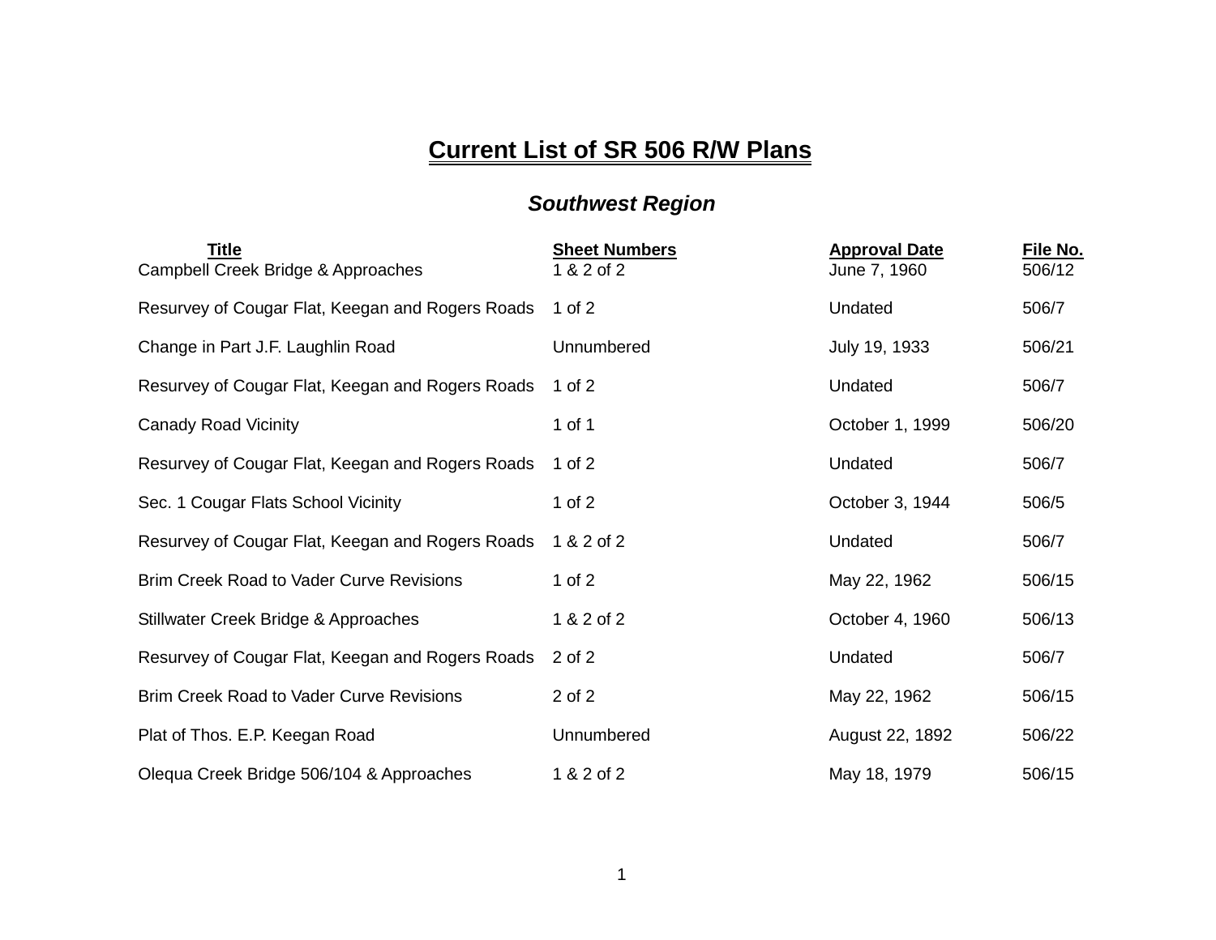# Current List of SR 506 R/W Plans

## *Southwest Region*

| Title | Sheet Numbers | Approval Date | File No. |
|---|---|---|---|
| Campbell Creek Bridge & Approaches | 1 & 2 of 2 | June 7, 1960 | 506/12 |
| Resurvey of Cougar Flat, Keegan and Rogers Roads | 1 of 2 | Undated | 506/7 |
| Change in Part J.F. Laughlin Road | Unnumbered | July 19, 1933 | 506/21 |
| Resurvey of Cougar Flat, Keegan and Rogers Roads | 1 of 2 | Undated | 506/7 |
| Canady Road Vicinity | 1 of 1 | October 1, 1999 | 506/20 |
| Resurvey of Cougar Flat, Keegan and Rogers Roads | 1 of 2 | Undated | 506/7 |
| Sec. 1 Cougar Flats School Vicinity | 1 of 2 | October 3, 1944 | 506/5 |
| Resurvey of Cougar Flat, Keegan and Rogers Roads | 1 & 2 of 2 | Undated | 506/7 |
| Brim Creek Road to Vader Curve Revisions | 1 of 2 | May 22, 1962 | 506/15 |
| Stillwater Creek Bridge & Approaches | 1 & 2 of 2 | October 4, 1960 | 506/13 |
| Resurvey of Cougar Flat, Keegan and Rogers Roads | 2 of 2 | Undated | 506/7 |
| Brim Creek Road to Vader Curve Revisions | 2 of 2 | May 22, 1962 | 506/15 |
| Plat of Thos. E.P. Keegan Road | Unnumbered | August 22, 1892 | 506/22 |
| Olequa Creek Bridge 506/104 & Approaches | 1 & 2 of 2 | May 18, 1979 | 506/15 |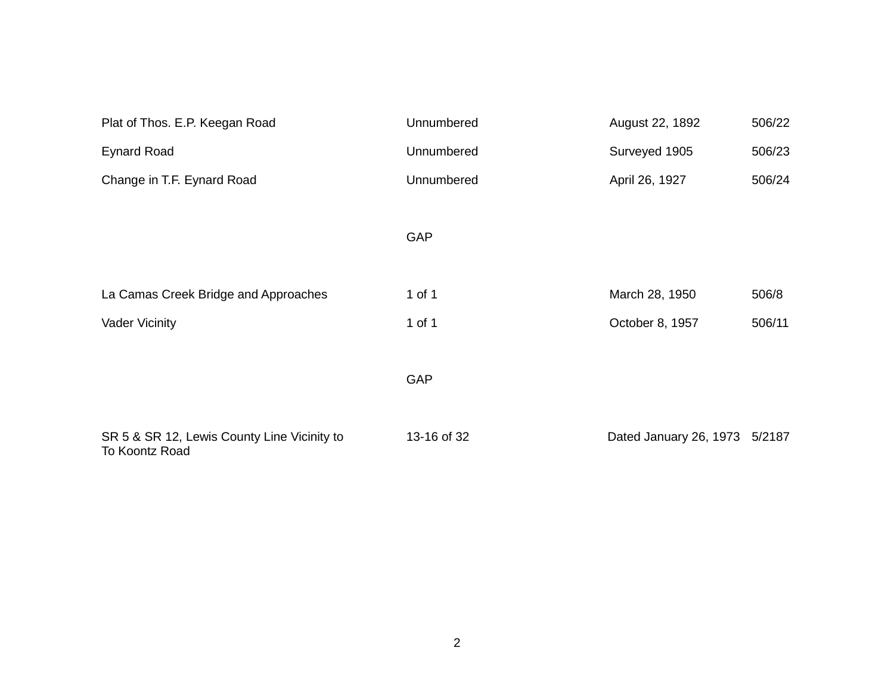| | | | |
|---|---|---|---|
| Plat of Thos. E.P. Keegan Road | Unnumbered | August 22, 1892 | 506/22 |
| Eynard Road | Unnumbered | Surveyed 1905 | 506/23 |
| Change in T.F. Eynard Road | Unnumbered | April 26, 1927 | 506/24 |
| | GAP | | |
| La Camas Creek Bridge and Approaches | 1 of 1 | March 28, 1950 | 506/8 |
| Vader Vicinity | 1 of 1 | October 8, 1957 | 506/11 |
| | GAP | | |
| SR 5 & SR 12, Lewis County Line Vicinity to To Koontz Road | 13-16 of 32 | Dated January 26, 1973 | 5/2187 |